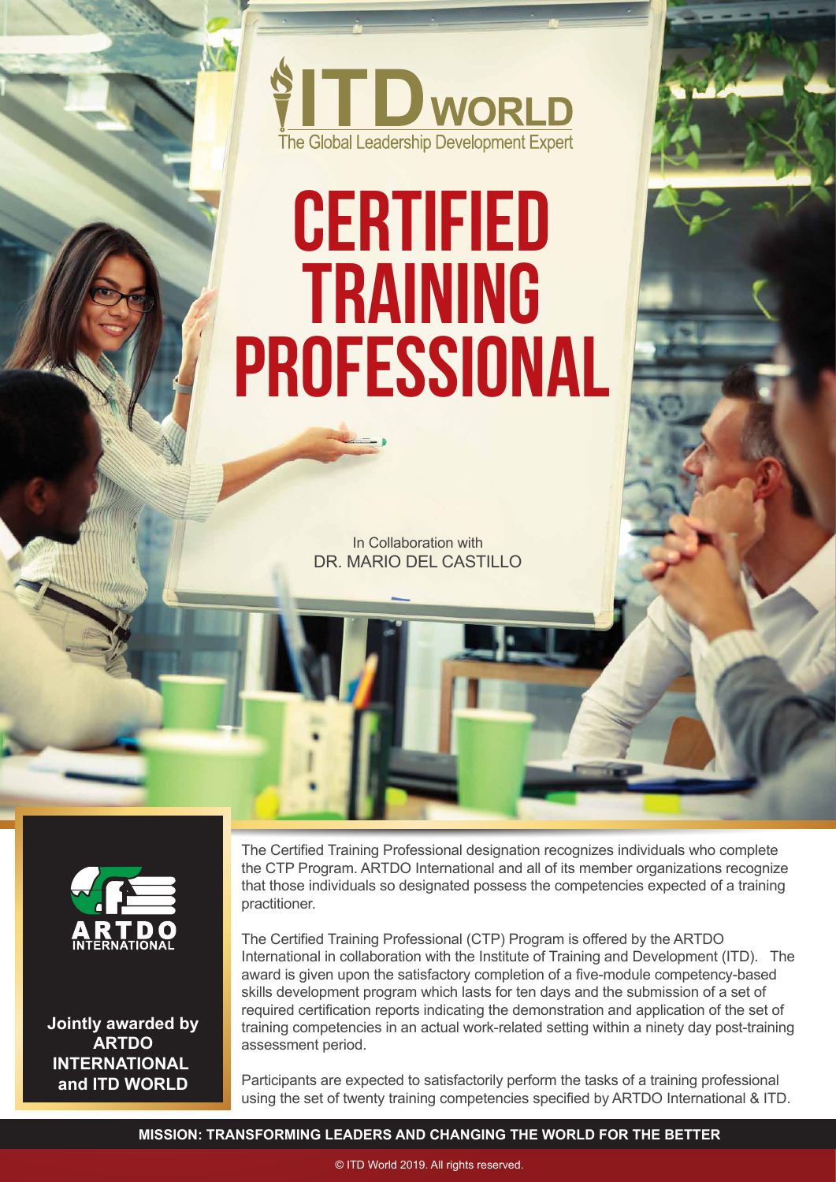ITD WORLD
The Global Leadership Development Expert

# CERTIFIED TRAINING PROFESSIONAL

In Collaboration with
DR. MARIO DEL CASTILLO

ARTDO INTERNATIONAL

**Jointly awarded by ARTDO INTERNATIONAL and ITD WORLD**

The Certified Training Professional designation recognizes individuals who complete the CTP Program. ARTDO International and all of its member organizations recognize that those individuals so designated possess the competencies expected of a training practitioner.

The Certified Training Professional (CTP) Program is offered by the ARTDO International in collaboration with the Institute of Training and Development (ITD). The award is given upon the satisfactory completion of a five-module competency-based skills development program which lasts for ten days and the submission of a set of required certification reports indicating the demonstration and application of the set of training competencies in an actual work-related setting within a ninety day post-training assessment period.

Participants are expected to satisfactorily perform the tasks of a training professional using the set of twenty training competencies specified by ARTDO International & ITD.

**MISSION: TRANSFORMING LEADERS AND CHANGING THE WORLD FOR THE BETTER**

© ITD World 2019. All rights reserved.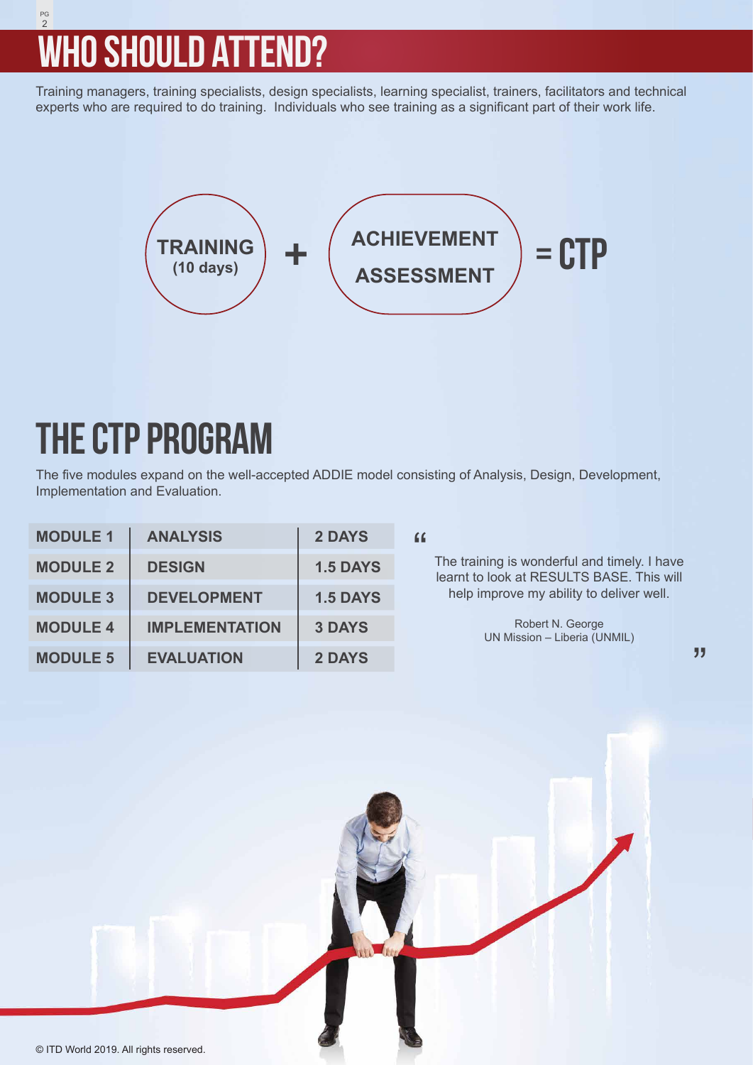# WHO SHOULD ATTEND?

Training managers, training specialists, design specialists, learning specialist, trainers, facilitators and technical experts who are required to do training. Individuals who see training as a significant part of their work life.

**TRAINING (10 days)** + **ACHIEVEMENT ASSESSMENT** = **CTP**

# THE CTP PROGRAM

The five modules expand on the well-accepted ADDIE model consisting of Analysis, Design, Development, Implementation and Evaluation.

| MODULE 1 | ANALYSIS | 2 DAYS |
|---|---|---|
| MODULE 2 | DESIGN | 1.5 DAYS |
| MODULE 3 | DEVELOPMENT | 1.5 DAYS |
| MODULE 4 | IMPLEMENTATION | 3 DAYS |
| MODULE 5 | EVALUATION | 2 DAYS |

> "The training is wonderful and timely. I have learnt to look at RESULTS BASE. This will help improve my ability to deliver well."
>
> Robert N. George
> UN Mission – Liberia (UNMIL)

© ITD World 2019. All rights reserved.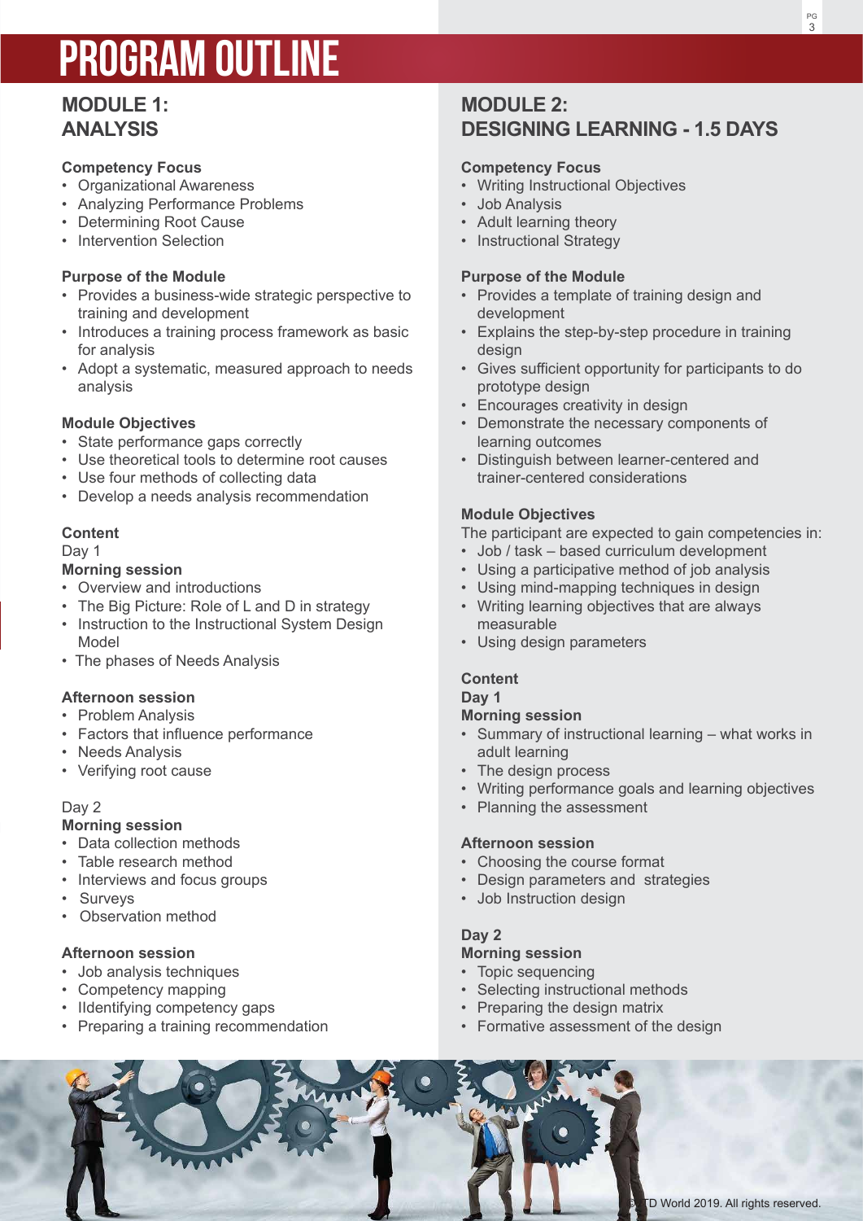# PROGRAM OUTLINE

## MODULE 1: ANALYSIS

**Competency Focus**

- Organizational Awareness
- Analyzing Performance Problems
- Determining Root Cause
- Intervention Selection

**Purpose of the Module**

- Provides a business-wide strategic perspective to training and development
- Introduces a training process framework as basic for analysis
- Adopt a systematic, measured approach to needs analysis

**Module Objectives**

- State performance gaps correctly
- Use theoretical tools to determine root causes
- Use four methods of collecting data
- Develop a needs analysis recommendation

**Content**

Day 1

**Morning session**

- Overview and introductions
- The Big Picture: Role of L and D in strategy
- Instruction to the Instructional System Design Model
- The phases of Needs Analysis

**Afternoon session**

- Problem Analysis
- Factors that influence performance
- Needs Analysis
- Verifying root cause

Day 2

**Morning session**

- Data collection methods
- Table research method
- Interviews and focus groups
- Surveys
- Observation method

**Afternoon session**

- Job analysis techniques
- Competency mapping
- Ildentifying competency gaps
- Preparing a training recommendation

## MODULE 2: DESIGNING LEARNING - 1.5 DAYS

**Competency Focus**

- Writing Instructional Objectives
- Job Analysis
- Adult learning theory
- Instructional Strategy

**Purpose of the Module**

- Provides a template of training design and development
- Explains the step-by-step procedure in training design
- Gives sufficient opportunity for participants to do prototype design
- Encourages creativity in design
- Demonstrate the necessary components of learning outcomes
- Distinguish between learner-centered and trainer-centered considerations

**Module Objectives**

The participant are expected to gain competencies in:

- Job / task – based curriculum development
- Using a participative method of job analysis
- Using mind-mapping techniques in design
- Writing learning objectives that are always measurable
- Using design parameters

**Content**

**Day 1**

**Morning session**

- Summary of instructional learning – what works in adult learning
- The design process
- Writing performance goals and learning objectives
- Planning the assessment

**Afternoon session**

- Choosing the course format
- Design parameters and strategies
- Job Instruction design

**Day 2**

**Morning session**

- Topic sequencing
- Selecting instructional methods
- Preparing the design matrix
- Formative assessment of the design

© TD World 2019. All rights reserved.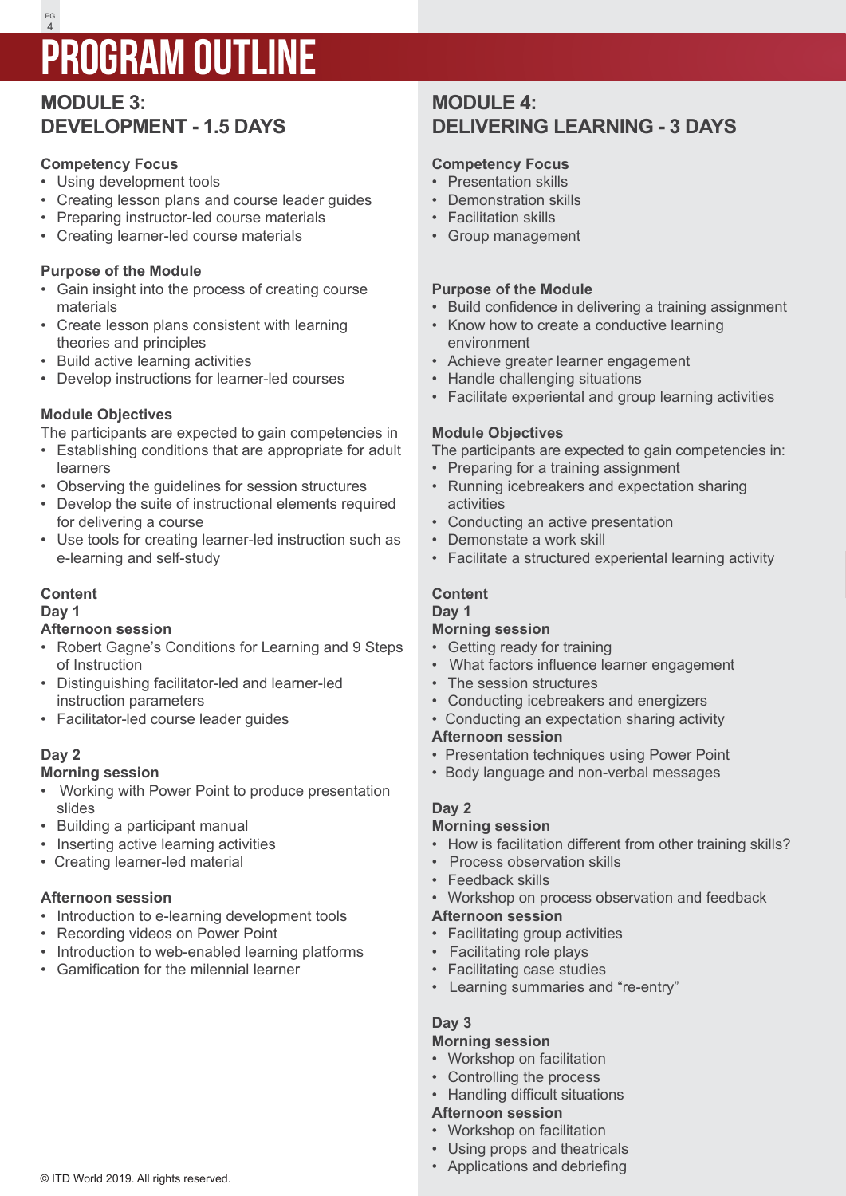# PROGRAM OUTLINE

## MODULE 3: DEVELOPMENT - 1.5 DAYS

**Competency Focus**
- Using development tools
- Creating lesson plans and course leader guides
- Preparing instructor-led course materials
- Creating learner-led course materials

**Purpose of the Module**
- Gain insight into the process of creating course materials
- Create lesson plans consistent with learning theories and principles
- Build active learning activities
- Develop instructions for learner-led courses

**Module Objectives**

The participants are expected to gain competencies in
- Establishing conditions that are appropriate for adult learners
- Observing the guidelines for session structures
- Develop the suite of instructional elements required for delivering a course
- Use tools for creating learner-led instruction such as e-learning and self-study

**Content**

**Day 1**

**Afternoon session**
- Robert Gagne's Conditions for Learning and 9 Steps of Instruction
- Distinguishing facilitator-led and learner-led instruction parameters
- Facilitator-led course leader guides

**Day 2**

**Morning session**
- Working with Power Point to produce presentation slides
- Building a participant manual
- Inserting active learning activities
- Creating learner-led material

**Afternoon session**
- Introduction to e-learning development tools
- Recording videos on Power Point
- Introduction to web-enabled learning platforms
- Gamification for the milennial learner

## MODULE 4: DELIVERING LEARNING - 3 DAYS

**Competency Focus**
- Presentation skills
- Demonstration skills
- Facilitation skills
- Group management

**Purpose of the Module**
- Build confidence in delivering a training assignment
- Know how to create a conductive learning environment
- Achieve greater learner engagement
- Handle challenging situations
- Facilitate experiental and group learning activities

**Module Objectives**

The participants are expected to gain competencies in:
- Preparing for a training assignment
- Running icebreakers and expectation sharing activities
- Conducting an active presentation
- Demonstate a work skill
- Facilitate a structured experiental learning activity

**Content**

**Day 1**

**Morning session**
- Getting ready for training
- What factors influence learner engagement
- The session structures
- Conducting icebreakers and energizers
- Conducting an expectation sharing activity

**Afternoon session**
- Presentation techniques using Power Point
- Body language and non-verbal messages

**Day 2**

**Morning session**
- How is facilitation different from other training skills?
- Process observation skills
- Feedback skills
- Workshop on process observation and feedback

**Afternoon session**
- Facilitating group activities
- Facilitating role plays
- Facilitating case studies
- Learning summaries and "re-entry"

**Day 3**

**Morning session**
- Workshop on facilitation
- Controlling the process
- Handling difficult situations

**Afternoon session**
- Workshop on facilitation
- Using props and theatricals
- Applications and debriefing

© ITD World 2019. All rights reserved.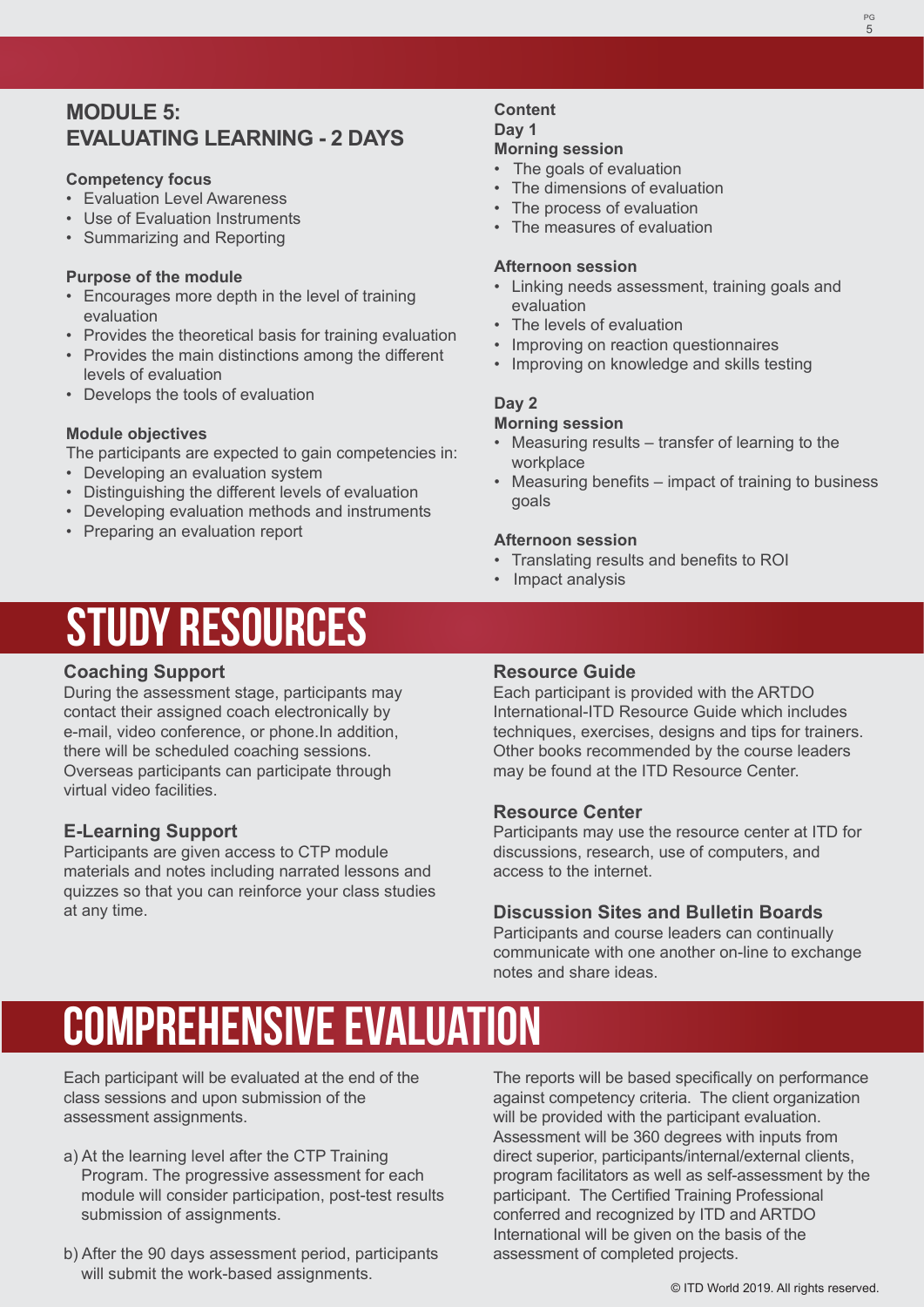## MODULE 5:
## EVALUATING LEARNING - 2 DAYS

**Competency focus**

- Evaluation Level Awareness
- Use of Evaluation Instruments
- Summarizing and Reporting

**Purpose of the module**

- Encourages more depth in the level of training evaluation
- Provides the theoretical basis for training evaluation
- Provides the main distinctions among the different levels of evaluation
- Develops the tools of evaluation

**Module objectives**

The participants are expected to gain competencies in:

- Developing an evaluation system
- Distinguishing the different levels of evaluation
- Developing evaluation methods and instruments
- Preparing an evaluation report

**Content**

**Day 1**

**Morning session**

- The goals of evaluation
- The dimensions of evaluation
- The process of evaluation
- The measures of evaluation

**Afternoon session**

- Linking needs assessment, training goals and evaluation
- The levels of evaluation
- Improving on reaction questionnaires
- Improving on knowledge and skills testing

**Day 2**

**Morning session**

- Measuring results – transfer of learning to the workplace
- Measuring benefits – impact of training to business goals

**Afternoon session**

- Translating results and benefits to ROI
- Impact analysis

# STUDY RESOURCES

### Coaching Support

During the assessment stage, participants may contact their assigned coach electronically by e-mail, video conference, or phone.In addition, there will be scheduled coaching sessions. Overseas participants can participate through virtual video facilities.

### E-Learning Support

Participants are given access to CTP module materials and notes including narrated lessons and quizzes so that you can reinforce your class studies at any time.

### Resource Guide

Each participant is provided with the ARTDO International-ITD Resource Guide which includes techniques, exercises, designs and tips for trainers. Other books recommended by the course leaders may be found at the ITD Resource Center.

### Resource Center

Participants may use the resource center at ITD for discussions, research, use of computers, and access to the internet.

### Discussion Sites and Bulletin Boards

Participants and course leaders can continually communicate with one another on-line to exchange notes and share ideas.

# COMPREHENSIVE EVALUATION

Each participant will be evaluated at the end of the class sessions and upon submission of the assessment assignments.

a) At the learning level after the CTP Training Program. The progressive assessment for each module will consider participation, post-test results submission of assignments.

b) After the 90 days assessment period, participants will submit the work-based assignments.

The reports will be based specifically on performance against competency criteria. The client organization will be provided with the participant evaluation. Assessment will be 360 degrees with inputs from direct superior, participants/internal/external clients, program facilitators as well as self-assessment by the participant. The Certified Training Professional conferred and recognized by ITD and ARTDO International will be given on the basis of the assessment of completed projects.

© ITD World 2019. All rights reserved.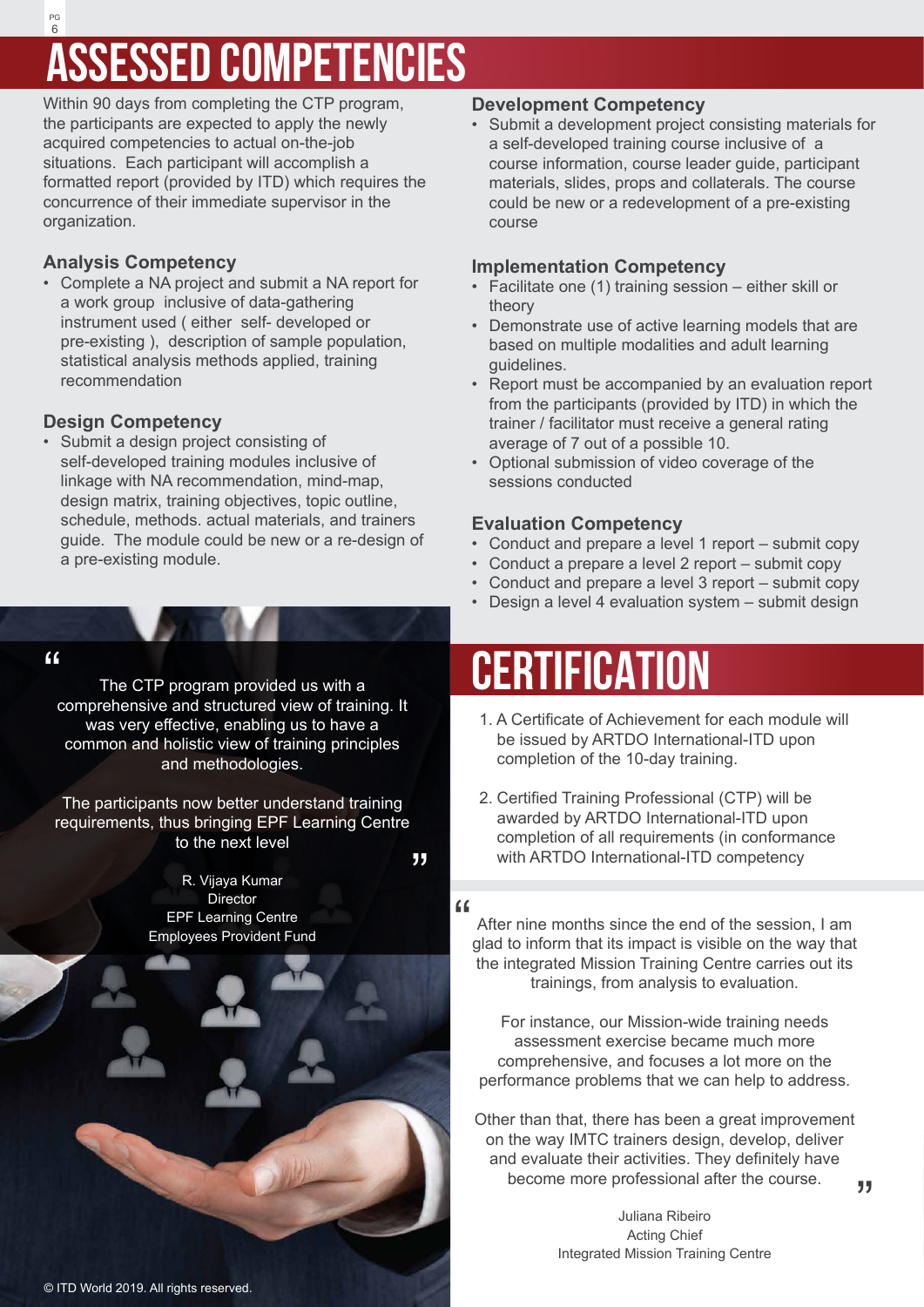# ASSESSED COMPETENCIES

Within 90 days from completing the CTP program, the participants are expected to apply the newly acquired competencies to actual on-the-job situations. Each participant will accomplish a formatted report (provided by ITD) which requires the concurrence of their immediate supervisor in the organization.

### Analysis Competency

- Complete a NA project and submit a NA report for a work group inclusive of data-gathering instrument used ( either self- developed or pre-existing ), description of sample population, statistical analysis methods applied, training recommendation

### Design Competency

- Submit a design project consisting of self-developed training modules inclusive of linkage with NA recommendation, mind-map, design matrix, training objectives, topic outline, schedule, methods. actual materials, and trainers guide. The module could be new or a re-design of a pre-existing module.

### Development Competency

- Submit a development project consisting materials for a self-developed training course inclusive of a course information, course leader guide, participant materials, slides, props and collaterals. The course could be new or a redevelopment of a pre-existing course

### Implementation Competency

- Facilitate one (1) training session – either skill or theory
- Demonstrate use of active learning models that are based on multiple modalities and adult learning guidelines.
- Report must be accompanied by an evaluation report from the participants (provided by ITD) in which the trainer / facilitator must receive a general rating average of 7 out of a possible 10.
- Optional submission of video coverage of the sessions conducted

### Evaluation Competency

- Conduct and prepare a level 1 report – submit copy
- Conduct a prepare a level 2 report – submit copy
- Conduct and prepare a level 3 report – submit copy
- Design a level 4 evaluation system – submit design

"The CTP program provided us with a comprehensive and structured view of training. It was very effective, enabling us to have a common and holistic view of training principles and methodologies.

The participants now better understand training requirements, thus bringing EPF Learning Centre to the next level"

R. Vijaya Kumar
Director
EPF Learning Centre
Employees Provident Fund

# CERTIFICATION

1. A Certificate of Achievement for each module will be issued by ARTDO International-ITD upon completion of the 10-day training.
2. Certified Training Professional (CTP) will be awarded by ARTDO International-ITD upon completion of all requirements (in conformance with ARTDO International-ITD competency

"After nine months since the end of the session, I am glad to inform that its impact is visible on the way that the integrated Mission Training Centre carries out its trainings, from analysis to evaluation.

For instance, our Mission-wide training needs assessment exercise became much more comprehensive, and focuses a lot more on the performance problems that we can help to address.

Other than that, there has been a great improvement on the way IMTC trainers design, develop, deliver and evaluate their activities. They definitely have become more professional after the course."

Juliana Ribeiro
Acting Chief
Integrated Mission Training Centre

© ITD World 2019. All rights reserved.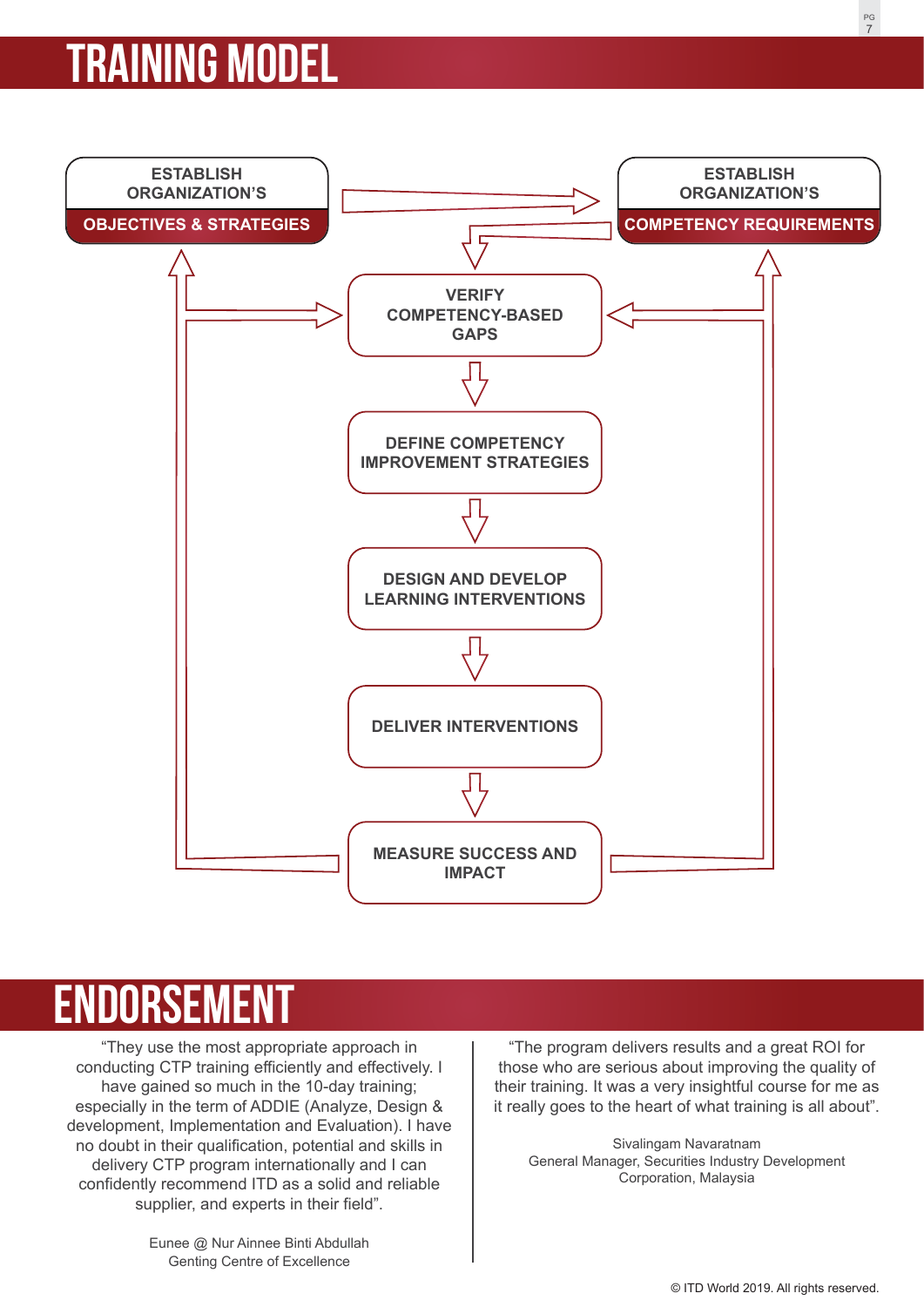# TRAINING MODEL

**ESTABLISH ORGANIZATION'S OBJECTIVES & STRATEGIES**

**ESTABLISH ORGANIZATION'S COMPETENCY REQUIREMENTS**

**VERIFY COMPETENCY-BASED GAPS**

**DEFINE COMPETENCY IMPROVEMENT STRATEGIES**

**DESIGN AND DEVELOP LEARNING INTERVENTIONS**

**DELIVER INTERVENTIONS**

**MEASURE SUCCESS AND IMPACT**

# ENDORSEMENT

"They use the most appropriate approach in conducting CTP training efficiently and effectively. I have gained so much in the 10-day training; especially in the term of ADDIE (Analyze, Design & development, Implementation and Evaluation). I have no doubt in their qualification, potential and skills in delivery CTP program internationally and I can confidently recommend ITD as a solid and reliable supplier, and experts in their field".

Eunee @ Nur Ainnee Binti Abdullah
Genting Centre of Excellence

"The program delivers results and a great ROI for those who are serious about improving the quality of their training. It was a very insightful course for me as it really goes to the heart of what training is all about".

Sivalingam Navaratnam
General Manager, Securities Industry Development Corporation, Malaysia

© ITD World 2019. All rights reserved.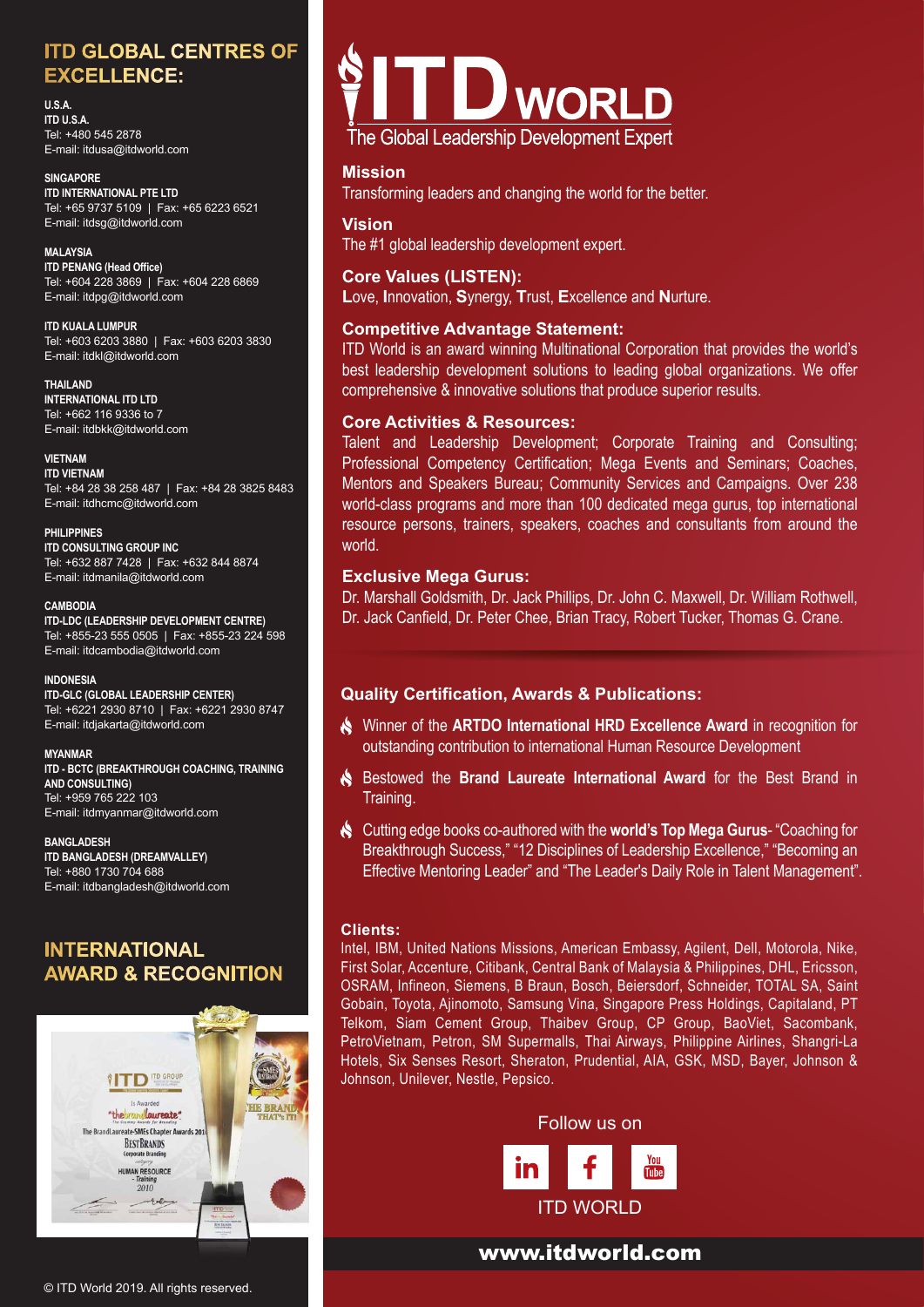## ITD GLOBAL CENTRES OF EXCELLENCE:

**U.S.A.**
**ITD U.S.A.**
Tel: +480 545 2878
E-mail: itdusa@itdworld.com

**SINGAPORE**
**ITD INTERNATIONAL PTE LTD**
Tel: +65 9737 5109 | Fax: +65 6223 6521
E-mail: itdsg@itdworld.com

**MALAYSIA**
**ITD PENANG (Head Office)**
Tel: +604 228 3869 | Fax: +604 228 6869
E-mail: itdpg@itdworld.com

**ITD KUALA LUMPUR**
Tel: +603 6203 3880 | Fax: +603 6203 3830
E-mail: itdkl@itdworld.com

**THAILAND**
**INTERNATIONAL ITD LTD**
Tel: +662 116 9336 to 7
E-mail: itdbkk@itdworld.com

**VIETNAM**
**ITD VIETNAM**
Tel: +84 28 38 258 487 | Fax: +84 28 3825 8483
E-mail: itdhcmc@itdworld.com

**PHILIPPINES**
**ITD CONSULTING GROUP INC**
Tel: +632 887 7428 | Fax: +632 844 8874
E-mail: itdmanila@itdworld.com

**CAMBODIA**
**ITD-LDC (LEADERSHIP DEVELOPMENT CENTRE)**
Tel: +855-23 555 0505 | Fax: +855-23 224 598
E-mail: itdcambodia@itdworld.com

**INDONESIA**
**ITD-GLC (GLOBAL LEADERSHIP CENTER)**
Tel: +6221 2930 8710 | Fax: +6221 2930 8747
E-mail: itdjakarta@itdworld.com

**MYANMAR**
**ITD - BCTC (BREAKTHROUGH COACHING, TRAINING AND CONSULTING)**
Tel: +959 765 222 103
E-mail: itdmyanmar@itdworld.com

**BANGLADESH**
**ITD BANGLADESH (DREAMVALLEY)**
Tel: +880 1730 704 688
E-mail: itdbangladesh@itdworld.com

## INTERNATIONAL AWARD & RECOGNITION

© ITD World 2019. All rights reserved.

# ITD WORLD
The Global Leadership Development Expert

### Mission
Transforming leaders and changing the world for the better.

### Vision
The #1 global leadership development expert.

### Core Values (LISTEN):
**L**ove, **I**nnovation, **S**ynergy, **T**rust, **E**xcellence and **N**urture.

### Competitive Advantage Statement:
ITD World is an award winning Multinational Corporation that provides the world's best leadership development solutions to leading global organizations. We offer comprehensive & innovative solutions that produce superior results.

### Core Activities & Resources:
Talent and Leadership Development; Corporate Training and Consulting; Professional Competency Certification; Mega Events and Seminars; Coaches, Mentors and Speakers Bureau; Community Services and Campaigns. Over 238 world-class programs and more than 100 dedicated mega gurus, top international resource persons, trainers, speakers, coaches and consultants from around the world.

### Exclusive Mega Gurus:
Dr. Marshall Goldsmith, Dr. Jack Phillips, Dr. John C. Maxwell, Dr. William Rothwell, Dr. Jack Canfield, Dr. Peter Chee, Brian Tracy, Robert Tucker, Thomas G. Crane.

### Quality Certification, Awards & Publications:
- Winner of the **ARTDO International HRD Excellence Award** in recognition for outstanding contribution to international Human Resource Development
- Bestowed the **Brand Laureate International Award** for the Best Brand in Training.
- Cutting edge books co-authored with the **world's Top Mega Gurus**- "Coaching for Breakthrough Success," "12 Disciplines of Leadership Excellence," "Becoming an Effective Mentoring Leader" and "The Leader's Daily Role in Talent Management".

### Clients:
Intel, IBM, United Nations Missions, American Embassy, Agilent, Dell, Motorola, Nike, First Solar, Accenture, Citibank, Central Bank of Malaysia & Philippines, DHL, Ericsson, OSRAM, Infineon, Siemens, B Braun, Bosch, Beiersdorf, Schneider, TOTAL SA, Saint Gobain, Toyota, Ajinomoto, Samsung Vina, Singapore Press Holdings, Capitaland, PT Telkom, Siam Cement Group, Thaibev Group, CP Group, BaoViet, Sacombank, PetroVietnam, Petron, SM Supermalls, Thai Airways, Philippine Airlines, Shangri-La Hotels, Six Senses Resort, Sheraton, Prudential, AIA, GSK, MSD, Bayer, Johnson & Johnson, Unilever, Nestle, Pepsico.

Follow us on

ITD WORLD

**www.itdworld.com**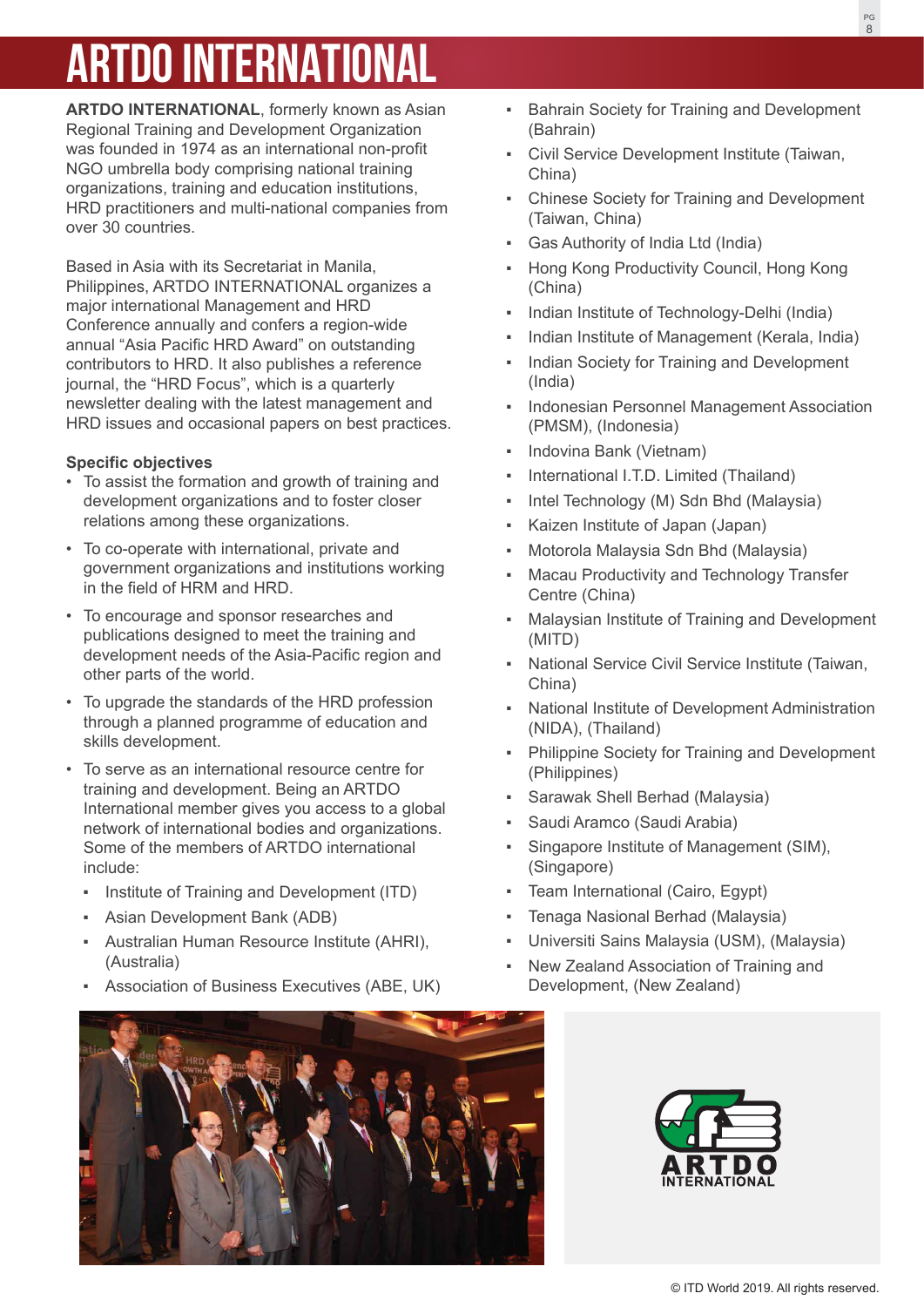# ARTDO INTERNATIONAL

**ARTDO INTERNATIONAL**, formerly known as Asian Regional Training and Development Organization was founded in 1974 as an international non-profit NGO umbrella body comprising national training organizations, training and education institutions, HRD practitioners and multi-national companies from over 30 countries.

Based in Asia with its Secretariat in Manila, Philippines, ARTDO INTERNATIONAL organizes a major international Management and HRD Conference annually and confers a region-wide annual "Asia Pacific HRD Award" on outstanding contributors to HRD. It also publishes a reference journal, the "HRD Focus", which is a quarterly newsletter dealing with the latest management and HRD issues and occasional papers on best practices.

**Specific objectives**

- To assist the formation and growth of training and development organizations and to foster closer relations among these organizations.
- To co-operate with international, private and government organizations and institutions working in the field of HRM and HRD.
- To encourage and sponsor researches and publications designed to meet the training and development needs of the Asia-Pacific region and other parts of the world.
- To upgrade the standards of the HRD profession through a planned programme of education and skills development.
- To serve as an international resource centre for training and development. Being an ARTDO International member gives you access to a global network of international bodies and organizations. Some of the members of ARTDO international include:
  - Institute of Training and Development (ITD)
  - Asian Development Bank (ADB)
  - Australian Human Resource Institute (AHRI), (Australia)
  - Association of Business Executives (ABE, UK)
  - Bahrain Society for Training and Development (Bahrain)
  - Civil Service Development Institute (Taiwan, China)
  - Chinese Society for Training and Development (Taiwan, China)
  - Gas Authority of India Ltd (India)
  - Hong Kong Productivity Council, Hong Kong (China)
  - Indian Institute of Technology-Delhi (India)
  - Indian Institute of Management (Kerala, India)
  - Indian Society for Training and Development (India)
  - Indonesian Personnel Management Association (PMSM), (Indonesia)
  - Indovina Bank (Vietnam)
  - International I.T.D. Limited (Thailand)
  - Intel Technology (M) Sdn Bhd (Malaysia)
  - Kaizen Institute of Japan (Japan)
  - Motorola Malaysia Sdn Bhd (Malaysia)
  - Macau Productivity and Technology Transfer Centre (China)
  - Malaysian Institute of Training and Development (MITD)
  - National Service Civil Service Institute (Taiwan, China)
  - National Institute of Development Administration (NIDA), (Thailand)
  - Philippine Society for Training and Development (Philippines)
  - Sarawak Shell Berhad (Malaysia)
  - Saudi Aramco (Saudi Arabia)
  - Singapore Institute of Management (SIM), (Singapore)
  - Team International (Cairo, Egypt)
  - Tenaga Nasional Berhad (Malaysia)
  - Universiti Sains Malaysia (USM), (Malaysia)
  - New Zealand Association of Training and Development, (New Zealand)

© ITD World 2019. All rights reserved.